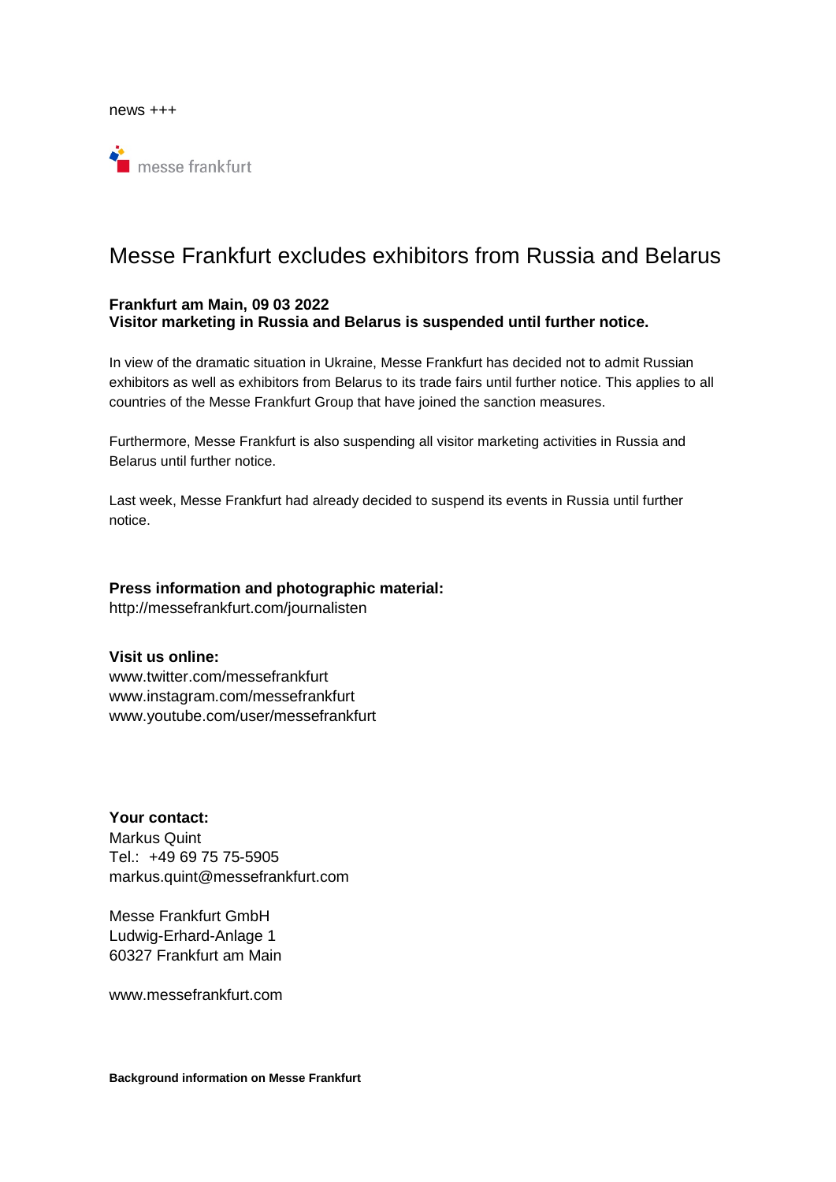news +++

messe frankfurt

# Messe Frankfurt excludes exhibitors from Russia and Belarus

**Frankfurt am Main, 09 03 2022**
**Visitor marketing in Russia and Belarus is suspended until further notice.**

In view of the dramatic situation in Ukraine, Messe Frankfurt has decided not to admit Russian exhibitors as well as exhibitors from Belarus to its trade fairs until further notice. This applies to all countries of the Messe Frankfurt Group that have joined the sanction measures.

Furthermore, Messe Frankfurt is also suspending all visitor marketing activities in Russia and Belarus until further notice.

Last week, Messe Frankfurt had already decided to suspend its events in Russia until further notice.

**Press information and photographic material:**
http://messefrankfurt.com/journalisten

**Visit us online:**
www.twitter.com/messefrankfurt
www.instagram.com/messefrankfurt
www.youtube.com/user/messefrankfurt

**Your contact:**
Markus Quint
Tel.: +49 69 75 75-5905
markus.quint@messefrankfurt.com

Messe Frankfurt GmbH
Ludwig-Erhard-Anlage 1
60327 Frankfurt am Main

www.messefrankfurt.com

**Background information on Messe Frankfurt**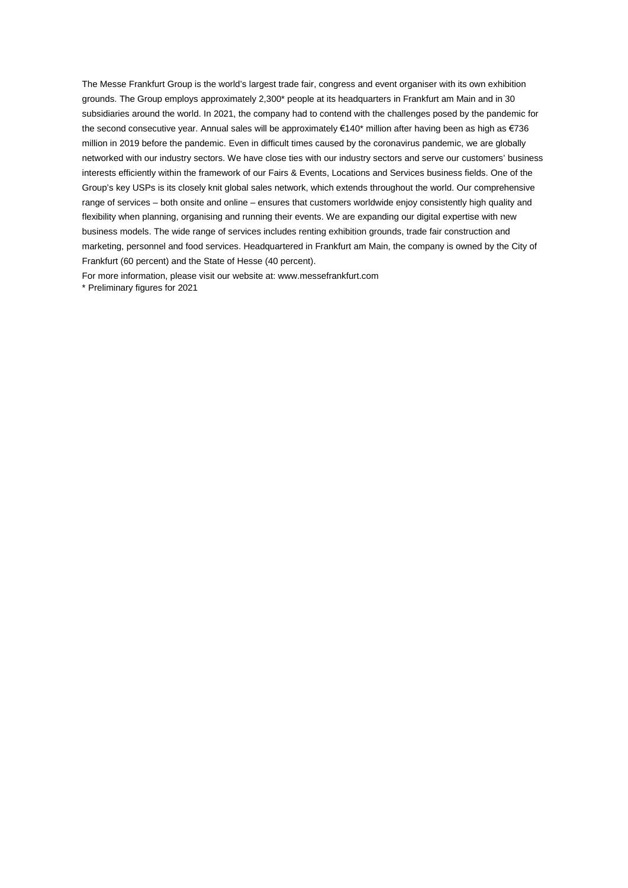The Messe Frankfurt Group is the world's largest trade fair, congress and event organiser with its own exhibition grounds. The Group employs approximately 2,300* people at its headquarters in Frankfurt am Main and in 30 subsidiaries around the world. In 2021, the company had to contend with the challenges posed by the pandemic for the second consecutive year. Annual sales will be approximately €140* million after having been as high as €736 million in 2019 before the pandemic. Even in difficult times caused by the coronavirus pandemic, we are globally networked with our industry sectors. We have close ties with our industry sectors and serve our customers' business interests efficiently within the framework of our Fairs & Events, Locations and Services business fields. One of the Group's key USPs is its closely knit global sales network, which extends throughout the world. Our comprehensive range of services – both onsite and online – ensures that customers worldwide enjoy consistently high quality and flexibility when planning, organising and running their events. We are expanding our digital expertise with new business models. The wide range of services includes renting exhibition grounds, trade fair construction and marketing, personnel and food services. Headquartered in Frankfurt am Main, the company is owned by the City of Frankfurt (60 percent) and the State of Hesse (40 percent).

For more information, please visit our website at: www.messefrankfurt.com

* Preliminary figures for 2021